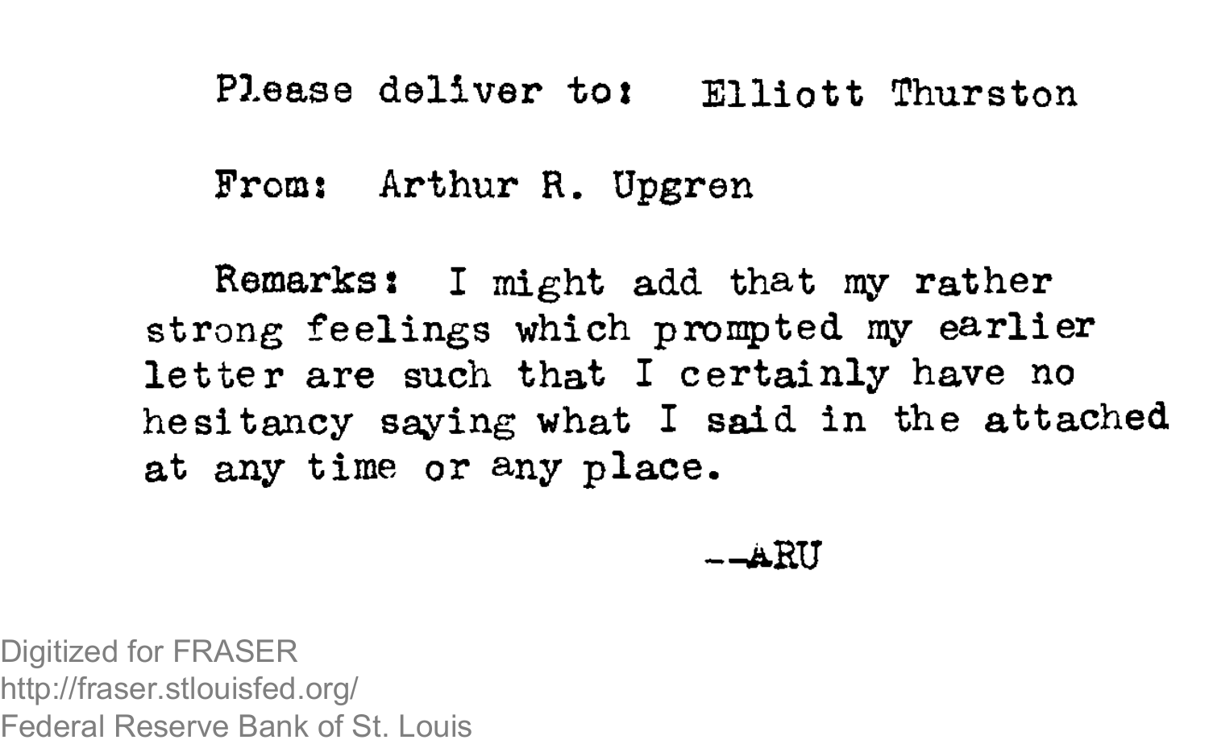Please deliver to: Elliott Thurston

From: Arthur R. Upgren

Remarks: I might add that my rather strong feelings which prompted my earlier letter are such that I certainly have no hesitancy saying what I said in the attached at any time or any place.

--ARU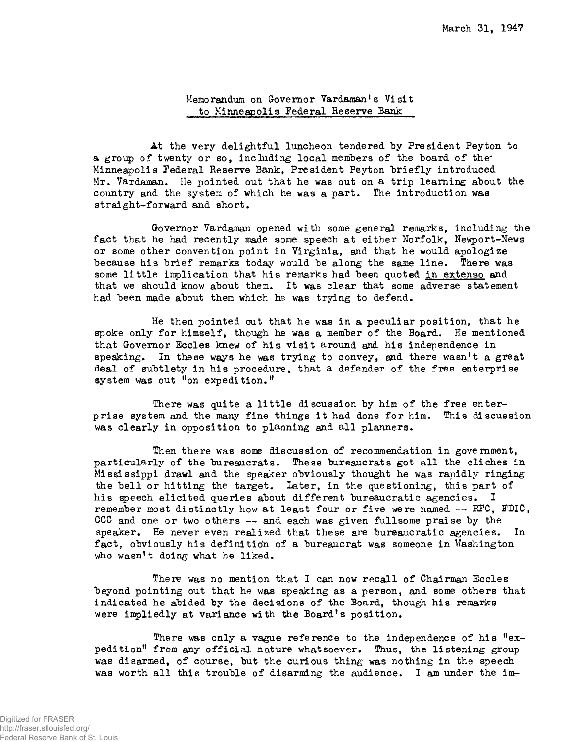March 31, 1947

Memorandum on Governor Vardaman's Visit
to Minneapolis Federal Reserve Bank

At the very delightful luncheon tendered by President Peyton to a group of twenty or so, including local members of the board of the Minneapolis Federal Reserve Bank, President Peyton briefly introduced Mr. Vardaman. He pointed out that he was out on a trip learning about the country and the system of which he was a part. The introduction was straight-forward and short.

Governor Vardaman opened with some general remarks, including the fact that he had recently made some speech at either Norfolk, Newport-News or some other convention point in Virginia, and that he would apologize because his brief remarks today would be along the same line. There was some little implication that his remarks had been quoted in extenso and that we should know about them. It was clear that some adverse statement had been made about them which he was trying to defend.

He then pointed out that he was in a peculiar position, that he spoke only for himself, though he was a member of the Board. He mentioned that Governor Eccles knew of his visit around and his independence in speaking. In these ways he was trying to convey, and there wasn't a great deal of subtlety in his procedure, that a defender of the free enterprise system was out "on expedition."

There was quite a little discussion by him of the free enterprise system and the many fine things it had done for him. This discussion was clearly in opposition to planning and all planners.

Then there was some discussion of recommendation in government, particularly of the bureaucrats. These bureaucrats got all the cliches in Mississippi drawl and the speaker obviously thought he was rapidly ringing the bell or hitting the target. Later, in the questioning, this part of his speech elicited queries about different bureaucratic agencies. I remember most distinctly how at least four or five were named -- RFC, FDIC, CCC and one or two others -- and each was given fullsome praise by the speaker. He never even realized that these are bureaucratic agencies. In fact, obviously his definition of a bureaucrat was someone in Washington who wasn't doing what he liked.

There was no mention that I can now recall of Chairman Eccles beyond pointing out that he was speaking as a person, and some others that indicated he abided by the decisions of the Board, though his remarks were impliedly at variance with the Board's position.

There was only a vague reference to the independence of his "expedition" from any official nature whatsoever. Thus, the listening group was disarmed, of course, but the curious thing was nothing in the speech was worth all this trouble of disarming the audience. I am under the im-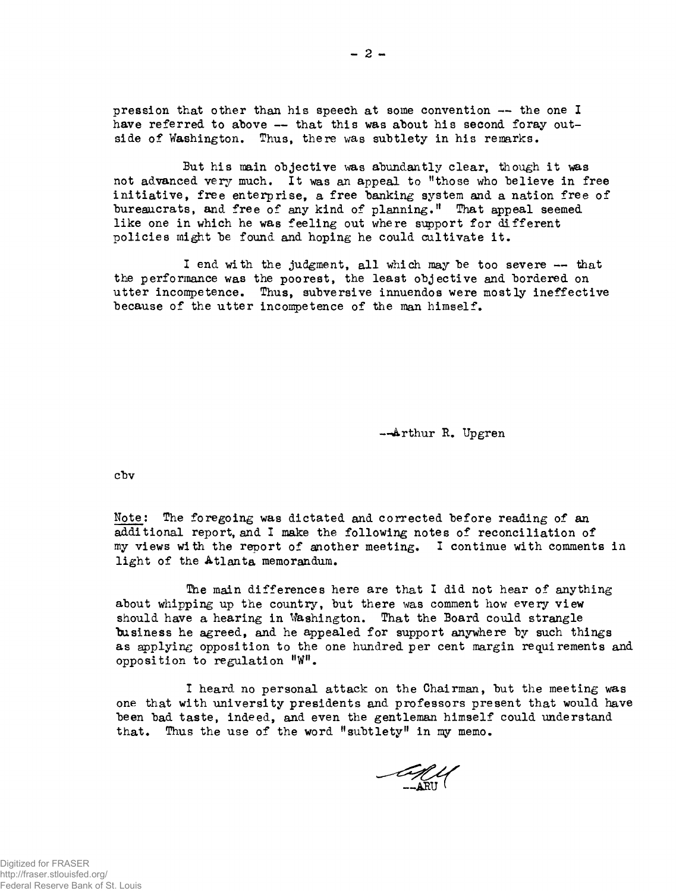pression that other than his speech at some convention -- the one I have referred to above -- that this was about his second foray outside of Washington. Thus, there was subtlety in his remarks.

But his main objective was abundantly clear, though it was not advanced very much. It was an appeal to "those who believe in free initiative, free enterprise, a free banking system and a nation free of bureaucrats, and free of any kind of planning." That appeal seemed like one in which he was feeling out where support for different policies might be found and hoping he could cultivate it.

I end with the judgment, all which may be too severe -- that the performance was the poorest, the least objective and bordered on utter incompetence. Thus, subversive innuendos were mostly ineffective because of the utter incompetence of the man himself.

--Arthur R. Upgren

cbv

Note: The foregoing was dictated and corrected before reading of an additional report, and I make the following notes of reconciliation of my views with the report of another meeting. I continue with comments in light of the Atlanta memorandum.

The main differences here are that I did not hear of anything about whipping up the country, but there was comment how every view should have a hearing in Washington. That the Board could strangle business he agreed, and he appealed for support anywhere by such things as applying opposition to the one hundred per cent margin requirements and opposition to regulation "W".

I heard no personal attack on the Chairman, but the meeting was one that with university presidents and professors present that would have been bad taste, indeed, and even the gentleman himself could understand that. Thus the use of the word "subtlety" in my memo.

--ARU